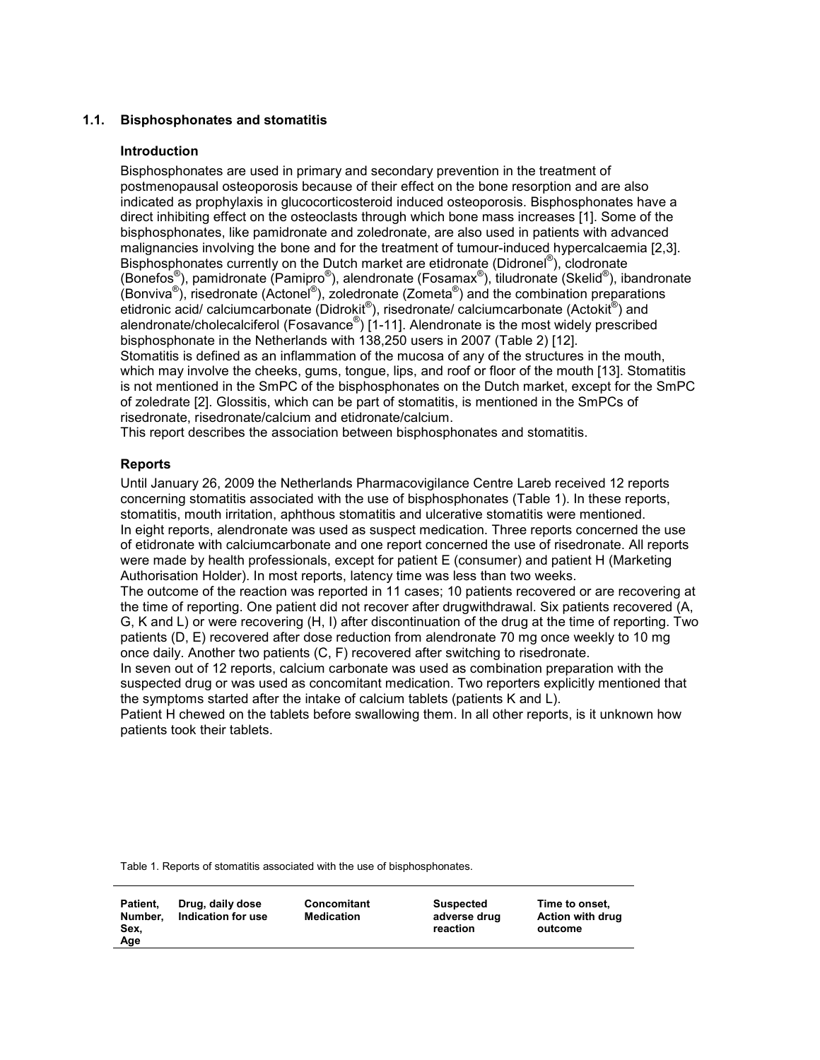### 1.1. Bisphosphonates and stomatitis

#### Introduction

Bisphosphonates are used in primary and secondary prevention in the treatment of postmenopausal osteoporosis because of their effect on the bone resorption and are also indicated as prophylaxis in glucocorticosteroid induced osteoporosis. Bisphosphonates have a direct inhibiting effect on the osteoclasts through which bone mass increases [1]. Some of the bisphosphonates, like pamidronate and zoledronate, are also used in patients with advanced malignancies involving the bone and for the treatment of tumour-induced hypercalcaemia [2,3]. Bisphosphonates currently on the Dutch market are etidronate (Didronel®), clodronate (Bonefos®), pamidronate (Pamipro®), alendronate (Fosamax®), tiludronate (Skelid®), ibandronate (Bonviva®), risedronate (Actonel®), zoledronate (Zometa®) and the combination preparations etidronic acid/ calciumcarbonate (Didrokit®), risedronate/ calciumcarbonate (Actokit®) and alendronate/cholecalciferol (Fosavance®) [1-11]. Alendronate is the most widely prescribed bisphosphonate in the Netherlands with 138,250 users in 2007 (Table 2) [12].
Stomatitis is defined as an inflammation of the mucosa of any of the structures in the mouth, which may involve the cheeks, gums, tongue, lips, and roof or floor of the mouth [13]. Stomatitis is not mentioned in the SmPC of the bisphosphonates on the Dutch market, except for the SmPC of zoledrate [2]. Glossitis, which can be part of stomatitis, is mentioned in the SmPCs of risedronate, risedronate/calcium and etidronate/calcium.
This report describes the association between bisphosphonates and stomatitis.

#### Reports

Until January 26, 2009 the Netherlands Pharmacovigilance Centre Lareb received 12 reports concerning stomatitis associated with the use of bisphosphonates (Table 1). In these reports, stomatitis, mouth irritation, aphthous stomatitis and ulcerative stomatitis were mentioned.
In eight reports, alendronate was used as suspect medication. Three reports concerned the use of etidronate with calciumcarbonate and one report concerned the use of risedronate. All reports were made by health professionals, except for patient E (consumer) and patient H (Marketing Authorisation Holder). In most reports, latency time was less than two weeks.
The outcome of the reaction was reported in 11 cases; 10 patients recovered or are recovering at the time of reporting. One patient did not recover after drugwithdrawal. Six patients recovered (A, G, K and L) or were recovering (H, I) after discontinuation of the drug at the time of reporting. Two patients (D, E) recovered after dose reduction from alendronate 70 mg once weekly to 10 mg once daily. Another two patients (C, F) recovered after switching to risedronate.
In seven out of 12 reports, calcium carbonate was used as combination preparation with the suspected drug or was used as concomitant medication. Two reporters explicitly mentioned that the symptoms started after the intake of calcium tablets (patients K and L).
Patient H chewed on the tablets before swallowing them. In all other reports, is it unknown how patients took their tablets.

Table 1. Reports of stomatitis associated with the use of bisphosphonates.

| Patient, Number, Sex, Age | Drug, daily dose Indication for use | Concomitant Medication | Suspected adverse drug reaction | Time to onset, Action with drug outcome |
|---|---|---|---|---|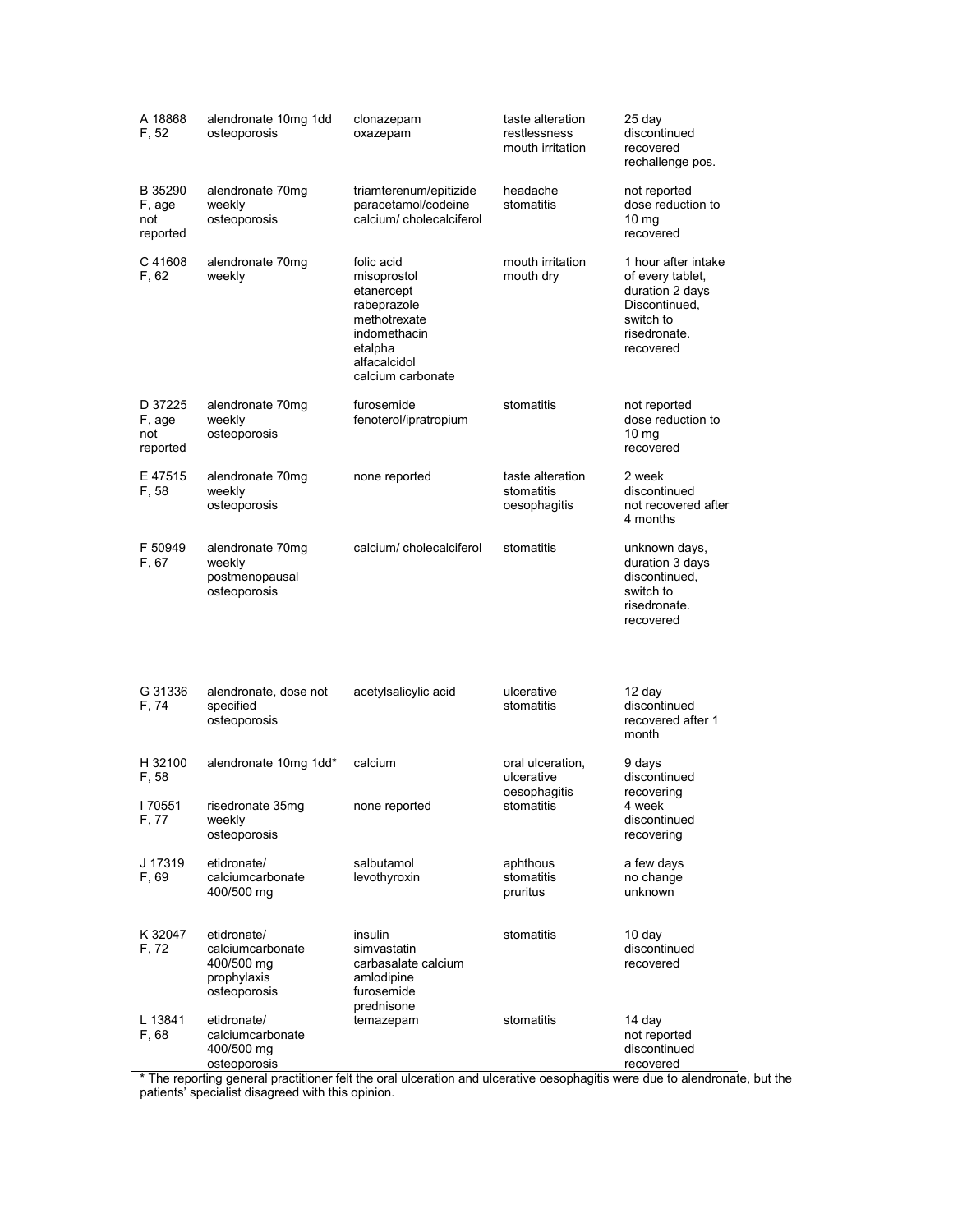| | | | | |
|---|---|---|---|---|
| A 18868<br>F, 52 | alendronate 10mg 1dd<br>osteoporosis | clonazepam<br>oxazepam | taste alteration<br>restlessness<br>mouth irritation | 25 day<br>discontinued<br>recovered<br>rechallenge pos. |
| B 35290<br>F, age not reported | alendronate 70mg weekly<br>osteoporosis | triamterenum/epitizide<br>paracetamol/codeine<br>calcium/ cholecalciferol | headache<br>stomatitis | not reported<br>dose reduction to 10 mg<br>recovered |
| C 41608<br>F, 62 | alendronate 70mg weekly | folic acid<br>misoprostol<br>etanercept<br>rabeprazole<br>methotrexate<br>indomethacin<br>etalpha<br>alfacalcidol<br>calcium carbonate | mouth irritation<br>mouth dry | 1 hour after intake of every tablet,<br>duration 2 days<br>Discontinued,<br>switch to risedronate.<br>recovered |
| D 37225<br>F, age not reported | alendronate 70mg weekly<br>osteoporosis | furosemide<br>fenoterol/ipratropium | stomatitis | not reported<br>dose reduction to 10 mg<br>recovered |
| E 47515<br>F, 58 | alendronate 70mg weekly<br>osteoporosis | none reported | taste alteration<br>stomatitis<br>oesophagitis | 2 week<br>discontinued<br>not recovered after 4 months |
| F 50949<br>F, 67 | alendronate 70mg weekly<br>postmenopausal osteoporosis | calcium/ cholecalciferol | stomatitis | unknown days,<br>duration 3 days<br>discontinued,<br>switch to risedronate.<br>recovered |
| G 31336<br>F, 74 | alendronate, dose not specified<br>osteoporosis | acetylsalicylic acid | ulcerative stomatitis | 12 day<br>discontinued<br>recovered after 1 month |
| H 32100<br>F, 58 | alendronate 10mg 1dd* | calcium | oral ulceration,<br>ulcerative oesophagitis | 9 days<br>discontinued<br>recovering |
| I 70551<br>F, 77 | risedronate 35mg weekly<br>osteoporosis | none reported | stomatitis | 4 week<br>discontinued<br>recovering |
| J 17319<br>F, 69 | etidronate/ calciumcarbonate 400/500 mg | salbutamol<br>levothyroxin | aphthous stomatitis<br>pruritus | a few days<br>no change<br>unknown |
| K 32047<br>F, 72 | etidronate/ calciumcarbonate 400/500 mg<br>prophylaxis osteoporosis | insulin<br>simvastatin<br>carbasalate calcium<br>amlodipine<br>furosemide<br>prednisone | stomatitis | 10 day<br>discontinued<br>recovered |
| L 13841<br>F, 68 | etidronate/ calciumcarbonate 400/500 mg<br>osteoporosis | temazepam | stomatitis | 14 day<br>not reported<br>discontinued<br>recovered |

* The reporting general practitioner felt the oral ulceration and ulcerative oesophagitis were due to alendronate, but the patients' specialist disagreed with this opinion.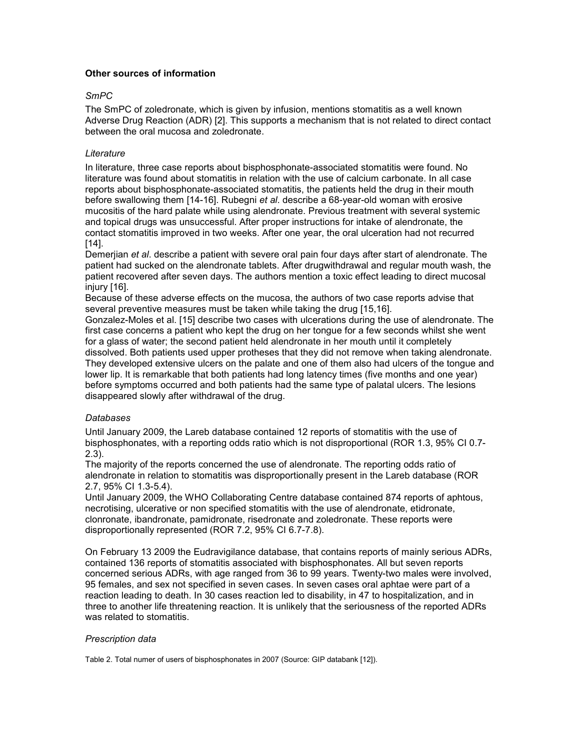## Other sources of information

### *SmPC*

The SmPC of zoledronate, which is given by infusion, mentions stomatitis as a well known Adverse Drug Reaction (ADR) [2]. This supports a mechanism that is not related to direct contact between the oral mucosa and zoledronate.

### *Literature*

In literature, three case reports about bisphosphonate-associated stomatitis were found. No literature was found about stomatitis in relation with the use of calcium carbonate. In all case reports about bisphosphonate-associated stomatitis, the patients held the drug in their mouth before swallowing them [14-16]. Rubegni *et al*. describe a 68-year-old woman with erosive mucositis of the hard palate while using alendronate. Previous treatment with several systemic and topical drugs was unsuccessful. After proper instructions for intake of alendronate, the contact stomatitis improved in two weeks. After one year, the oral ulceration had not recurred [14].

Demerjian *et al*. describe a patient with severe oral pain four days after start of alendronate. The patient had sucked on the alendronate tablets. After drugwithdrawal and regular mouth wash, the patient recovered after seven days. The authors mention a toxic effect leading to direct mucosal injury [16].

Because of these adverse effects on the mucosa, the authors of two case reports advise that several preventive measures must be taken while taking the drug [15,16].

Gonzalez-Moles et al. [15] describe two cases with ulcerations during the use of alendronate. The first case concerns a patient who kept the drug on her tongue for a few seconds whilst she went for a glass of water; the second patient held alendronate in her mouth until it completely dissolved. Both patients used upper protheses that they did not remove when taking alendronate. They developed extensive ulcers on the palate and one of them also had ulcers of the tongue and lower lip. It is remarkable that both patients had long latency times (five months and one year) before symptoms occurred and both patients had the same type of palatal ulcers. The lesions disappeared slowly after withdrawal of the drug.

### *Databases*

Until January 2009, the Lareb database contained 12 reports of stomatitis with the use of bisphosphonates, with a reporting odds ratio which is not disproportional (ROR 1.3, 95% CI 0.7-2.3).

The majority of the reports concerned the use of alendronate. The reporting odds ratio of alendronate in relation to stomatitis was disproportionally present in the Lareb database (ROR 2.7, 95% CI 1.3-5.4).

Until January 2009, the WHO Collaborating Centre database contained 874 reports of aphtous, necrotising, ulcerative or non specified stomatitis with the use of alendronate, etidronate, clonronate, ibandronate, pamidronate, risedronate and zoledronate. These reports were disproportionally represented (ROR 7.2, 95% CI 6.7-7.8).

On February 13 2009 the Eudravigilance database, that contains reports of mainly serious ADRs, contained 136 reports of stomatitis associated with bisphosphonates. All but seven reports concerned serious ADRs, with age ranged from 36 to 99 years. Twenty-two males were involved, 95 females, and sex not specified in seven cases. In seven cases oral aphtae were part of a reaction leading to death. In 30 cases reaction led to disability, in 47 to hospitalization, and in three to another life threatening reaction. It is unlikely that the seriousness of the reported ADRs was related to stomatitis.

### *Prescription data*

Table 2. Total numer of users of bisphosphonates in 2007 (Source: GIP databank [12]).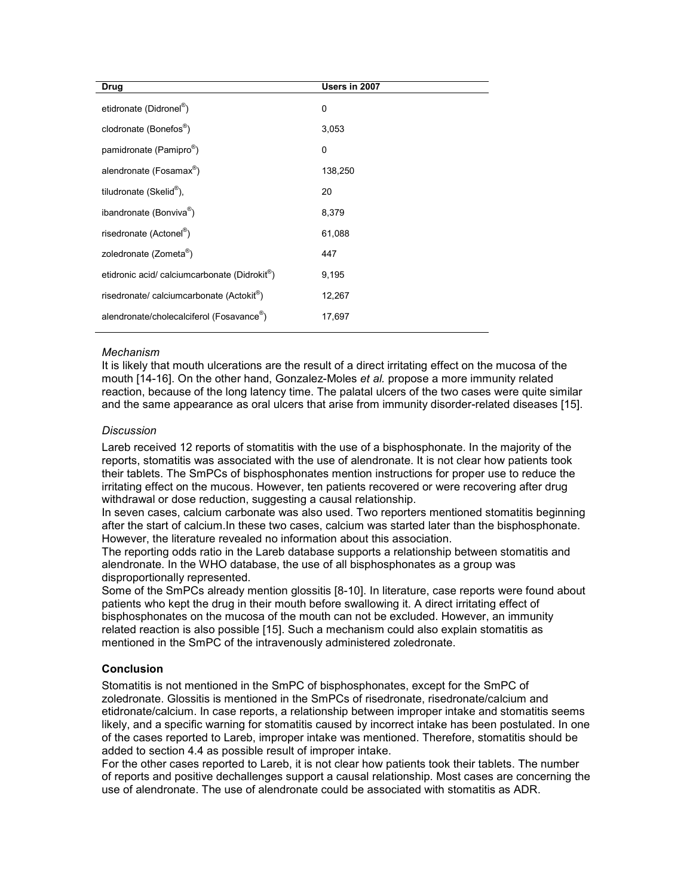| Drug | Users in 2007 |
| --- | --- |
| etidronate (Didronel®) | 0 |
| clodronate (Bonefos®) | 3,053 |
| pamidronate (Pamipro®) | 0 |
| alendronate (Fosamax®) | 138,250 |
| tiludronate (Skelid®), | 20 |
| ibandronate (Bonviva®) | 8,379 |
| risedronate (Actonel®) | 61,088 |
| zoledronate (Zometa®) | 447 |
| etidronic acid/ calciumcarbonate (Didrokit®) | 9,195 |
| risedronate/ calciumcarbonate (Actokit®) | 12,267 |
| alendronate/cholecalciferol (Fosavance®) | 17,697 |

*Mechanism*

It is likely that mouth ulcerations are the result of a direct irritating effect on the mucosa of the mouth [14-16]. On the other hand, Gonzalez-Moles *et al.* propose a more immunity related reaction, because of the long latency time. The palatal ulcers of the two cases were quite similar and the same appearance as oral ulcers that arise from immunity disorder-related diseases [15].

*Discussion*

Lareb received 12 reports of stomatitis with the use of a bisphosphonate. In the majority of the reports, stomatitis was associated with the use of alendronate. It is not clear how patients took their tablets. The SmPCs of bisphosphonates mention instructions for proper use to reduce the irritating effect on the mucous. However, ten patients recovered or were recovering after drug withdrawal or dose reduction, suggesting a causal relationship.

In seven cases, calcium carbonate was also used. Two reporters mentioned stomatitis beginning after the start of calcium.In these two cases, calcium was started later than the bisphosphonate. However, the literature revealed no information about this association.

The reporting odds ratio in the Lareb database supports a relationship between stomatitis and alendronate. In the WHO database, the use of all bisphosphonates as a group was disproportionally represented.

Some of the SmPCs already mention glossitis [8-10]. In literature, case reports were found about patients who kept the drug in their mouth before swallowing it. A direct irritating effect of bisphosphonates on the mucosa of the mouth can not be excluded. However, an immunity related reaction is also possible [15]. Such a mechanism could also explain stomatitis as mentioned in the SmPC of the intravenously administered zoledronate.

**Conclusion**

Stomatitis is not mentioned in the SmPC of bisphosphonates, except for the SmPC of zoledronate. Glossitis is mentioned in the SmPCs of risedronate, risedronate/calcium and etidronate/calcium. In case reports, a relationship between improper intake and stomatitis seems likely, and a specific warning for stomatitis caused by incorrect intake has been postulated. In one of the cases reported to Lareb, improper intake was mentioned. Therefore, stomatitis should be added to section 4.4 as possible result of improper intake.

For the other cases reported to Lareb, it is not clear how patients took their tablets. The number of reports and positive dechallenges support a causal relationship. Most cases are concerning the use of alendronate. The use of alendronate could be associated with stomatitis as ADR.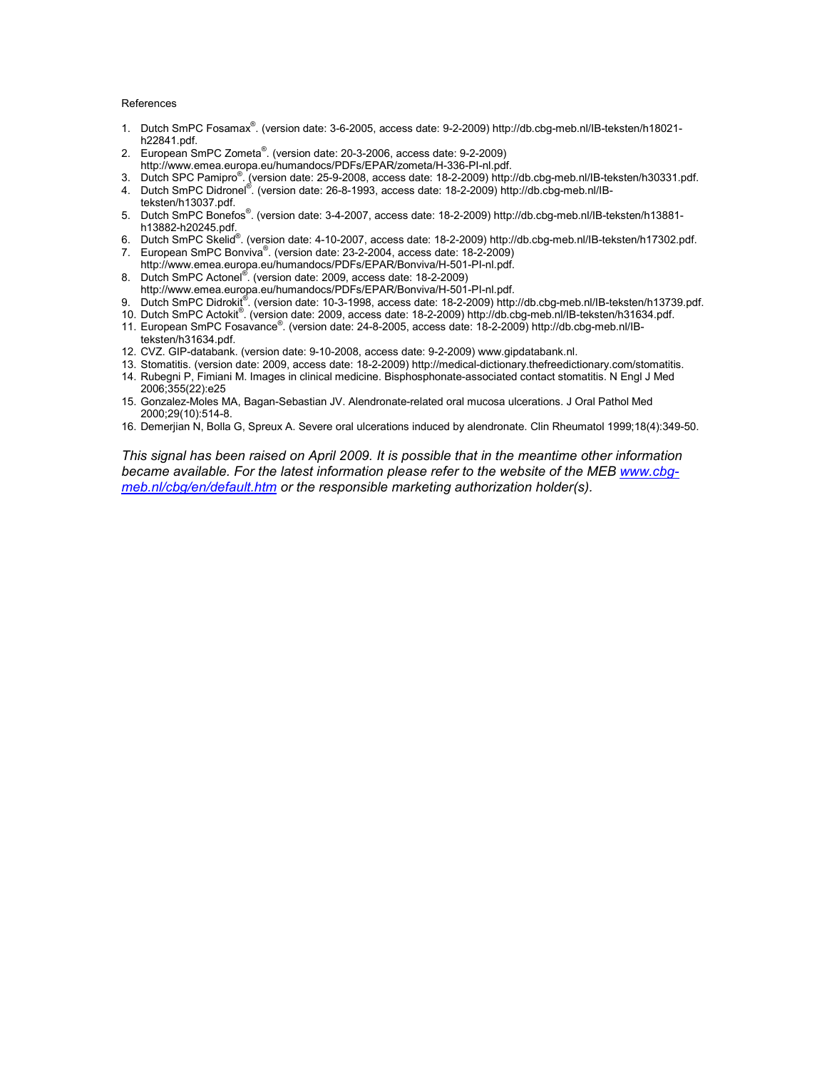References

1. Dutch SmPC Fosamax®. (version date: 3-6-2005, access date: 9-2-2009) http://db.cbg-meb.nl/IB-teksten/h18021-h22841.pdf.
2. European SmPC Zometa®. (version date: 20-3-2006, access date: 9-2-2009) http://www.emea.europa.eu/humandocs/PDFs/EPAR/zometa/H-336-PI-nl.pdf.
3. Dutch SPC Pamipro®. (version date: 25-9-2008, access date: 18-2-2009) http://db.cbg-meb.nl/IB-teksten/h30331.pdf.
4. Dutch SmPC Didronel®. (version date: 26-8-1993, access date: 18-2-2009) http://db.cbg-meb.nl/IB-teksten/h13037.pdf.
5. Dutch SmPC Bonefos®. (version date: 3-4-2007, access date: 18-2-2009) http://db.cbg-meb.nl/IB-teksten/h13881-h13882-h20245.pdf.
6. Dutch SmPC Skelid®. (version date: 4-10-2007, access date: 18-2-2009) http://db.cbg-meb.nl/IB-teksten/h17302.pdf.
7. European SmPC Bonviva®. (version date: 23-2-2004, access date: 18-2-2009) http://www.emea.europa.eu/humandocs/PDFs/EPAR/Bonviva/H-501-PI-nl.pdf.
8. Dutch SmPC Actonel®. (version date: 2009, access date: 18-2-2009) http://www.emea.europa.eu/humandocs/PDFs/EPAR/Bonviva/H-501-PI-nl.pdf.
9. Dutch SmPC Didrokit®. (version date: 10-3-1998, access date: 18-2-2009) http://db.cbg-meb.nl/IB-teksten/h13739.pdf.
10. Dutch SmPC Actokit®. (version date: 2009, access date: 18-2-2009) http://db.cbg-meb.nl/IB-teksten/h31634.pdf.
11. European SmPC Fosavance®. (version date: 24-8-2005, access date: 18-2-2009) http://db.cbg-meb.nl/IB-teksten/h31634.pdf.
12. CVZ. GIP-databank. (version date: 9-10-2008, access date: 9-2-2009) www.gipdatabank.nl.
13. Stomatitis. (version date: 2009, access date: 18-2-2009) http://medical-dictionary.thefreedictionary.com/stomatitis.
14. Rubegni P, Fimiani M. Images in clinical medicine. Bisphosphonate-associated contact stomatitis. N Engl J Med 2006;355(22):e25
15. Gonzalez-Moles MA, Bagan-Sebastian JV. Alendronate-related oral mucosa ulcerations. J Oral Pathol Med 2000;29(10):514-8.
16. Demerjian N, Bolla G, Spreux A. Severe oral ulcerations induced by alendronate. Clin Rheumatol 1999;18(4):349-50.

*This signal has been raised on April 2009. It is possible that in the meantime other information became available. For the latest information please refer to the website of the MEB [www.cbg-meb.nl/cbg/en/default.htm](www.cbg-meb.nl/cbg/en/default.htm) or the responsible marketing authorization holder(s).*